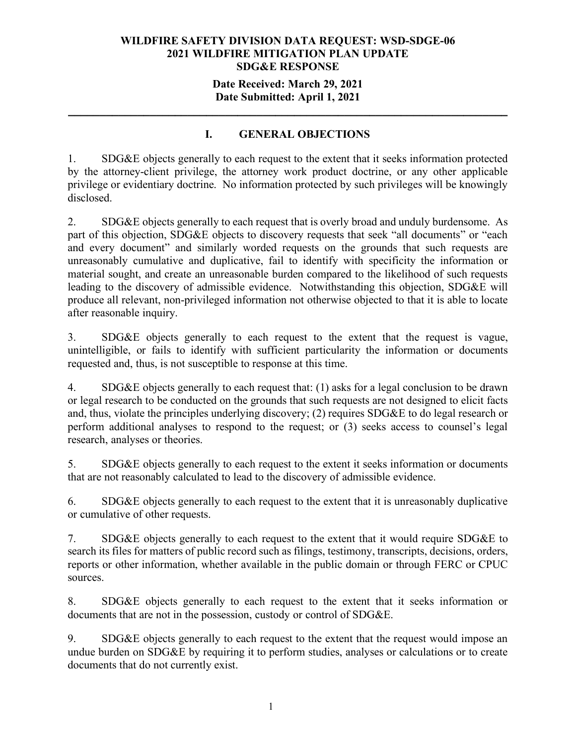**WILDFIRE SAFETY DIVISION DATA REQUEST: WSD-SDGE-06**
**2021 WILDFIRE MITIGATION PLAN UPDATE**
**SDG&E RESPONSE**

**Date Received: March 29, 2021**
**Date Submitted: April 1, 2021**

---

## I. GENERAL OBJECTIONS

1. SDG&E objects generally to each request to the extent that it seeks information protected by the attorney-client privilege, the attorney work product doctrine, or any other applicable privilege or evidentiary doctrine. No information protected by such privileges will be knowingly disclosed.

2. SDG&E objects generally to each request that is overly broad and unduly burdensome. As part of this objection, SDG&E objects to discovery requests that seek "all documents" or "each and every document" and similarly worded requests on the grounds that such requests are unreasonably cumulative and duplicative, fail to identify with specificity the information or material sought, and create an unreasonable burden compared to the likelihood of such requests leading to the discovery of admissible evidence. Notwithstanding this objection, SDG&E will produce all relevant, non-privileged information not otherwise objected to that it is able to locate after reasonable inquiry.

3. SDG&E objects generally to each request to the extent that the request is vague, unintelligible, or fails to identify with sufficient particularity the information or documents requested and, thus, is not susceptible to response at this time.

4. SDG&E objects generally to each request that: (1) asks for a legal conclusion to be drawn or legal research to be conducted on the grounds that such requests are not designed to elicit facts and, thus, violate the principles underlying discovery; (2) requires SDG&E to do legal research or perform additional analyses to respond to the request; or (3) seeks access to counsel's legal research, analyses or theories.

5. SDG&E objects generally to each request to the extent it seeks information or documents that are not reasonably calculated to lead to the discovery of admissible evidence.

6. SDG&E objects generally to each request to the extent that it is unreasonably duplicative or cumulative of other requests.

7. SDG&E objects generally to each request to the extent that it would require SDG&E to search its files for matters of public record such as filings, testimony, transcripts, decisions, orders, reports or other information, whether available in the public domain or through FERC or CPUC sources.

8. SDG&E objects generally to each request to the extent that it seeks information or documents that are not in the possession, custody or control of SDG&E.

9. SDG&E objects generally to each request to the extent that the request would impose an undue burden on SDG&E by requiring it to perform studies, analyses or calculations or to create documents that do not currently exist.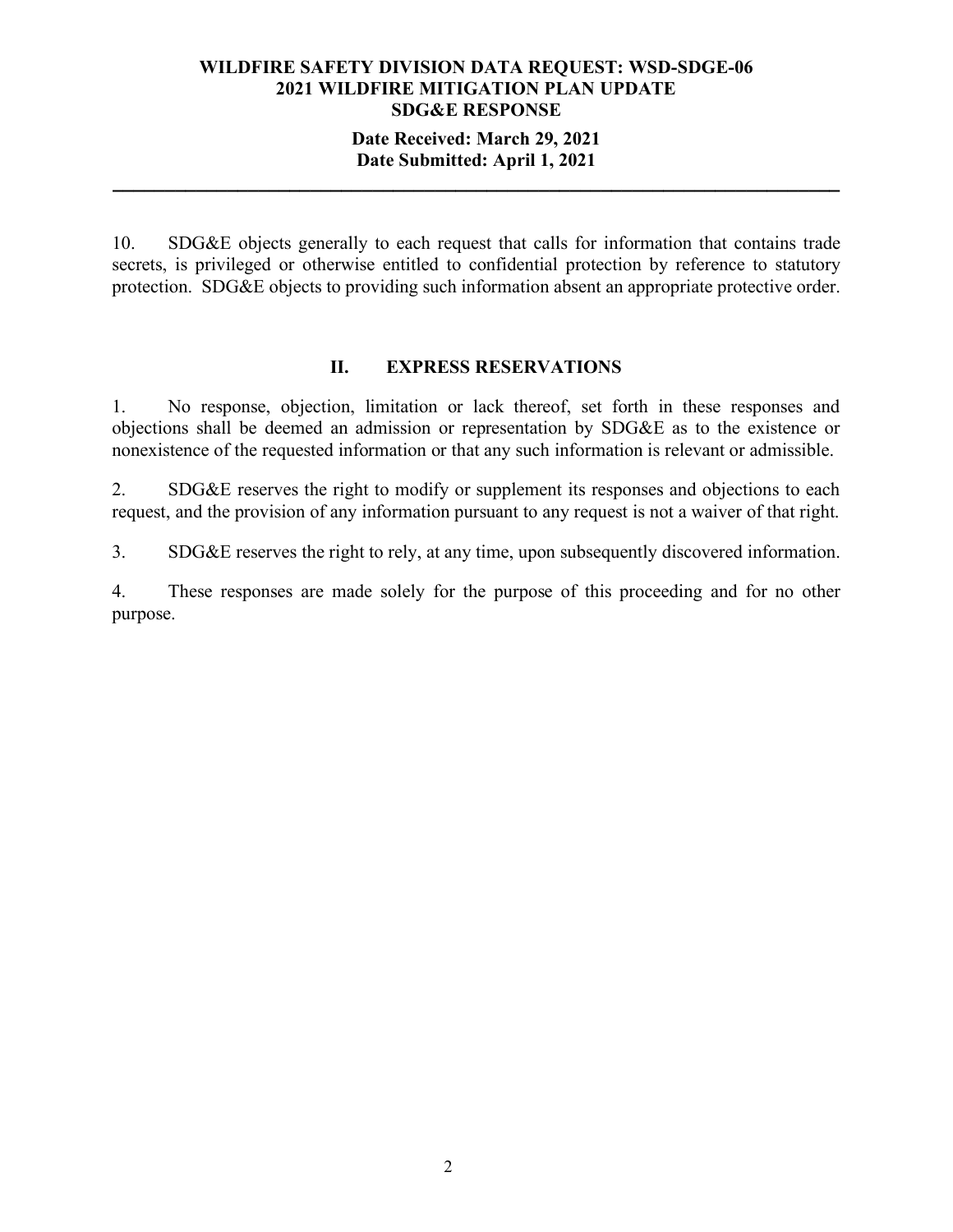10. SDG&E objects generally to each request that calls for information that contains trade secrets, is privileged or otherwise entitled to confidential protection by reference to statutory protection. SDG&E objects to providing such information absent an appropriate protective order.

## II. EXPRESS RESERVATIONS

1. No response, objection, limitation or lack thereof, set forth in these responses and objections shall be deemed an admission or representation by SDG&E as to the existence or nonexistence of the requested information or that any such information is relevant or admissible.

2. SDG&E reserves the right to modify or supplement its responses and objections to each request, and the provision of any information pursuant to any request is not a waiver of that right.

3. SDG&E reserves the right to rely, at any time, upon subsequently discovered information.

4. These responses are made solely for the purpose of this proceeding and for no other purpose.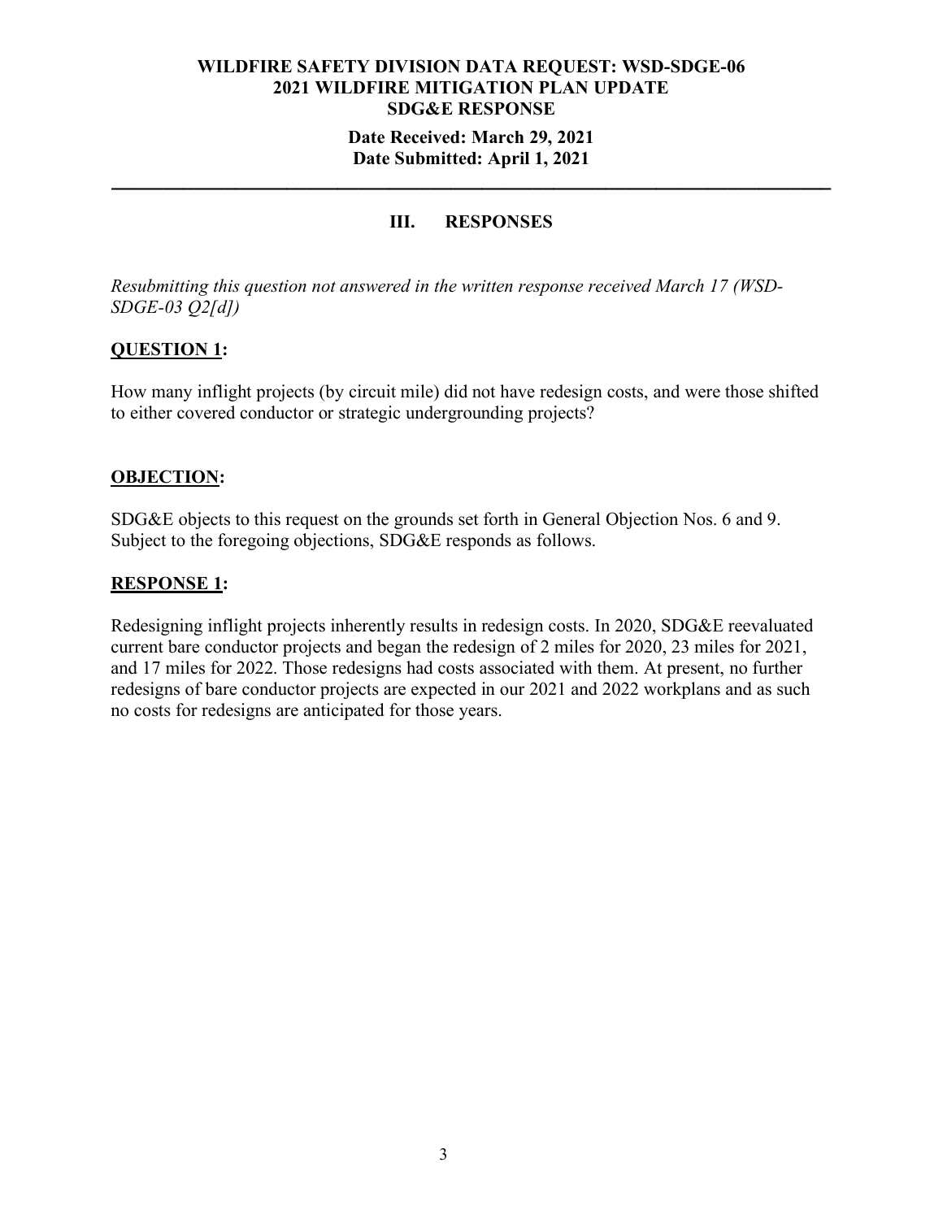**WILDFIRE SAFETY DIVISION DATA REQUEST: WSD-SDGE-06**
**2021 WILDFIRE MITIGATION PLAN UPDATE**
**SDG&E RESPONSE**

**Date Received: March 29, 2021**
**Date Submitted: April 1, 2021**

---

## III. RESPONSES

*Resubmitting this question not answered in the written response received March 17 (WSD-SDGE-03 Q2[d])*

### QUESTION 1:

How many inflight projects (by circuit mile) did not have redesign costs, and were those shifted to either covered conductor or strategic undergrounding projects?

### OBJECTION:

SDG&E objects to this request on the grounds set forth in General Objection Nos. 6 and 9. Subject to the foregoing objections, SDG&E responds as follows.

### RESPONSE 1:

Redesigning inflight projects inherently results in redesign costs. In 2020, SDG&E reevaluated current bare conductor projects and began the redesign of 2 miles for 2020, 23 miles for 2021, and 17 miles for 2022. Those redesigns had costs associated with them. At present, no further redesigns of bare conductor projects are expected in our 2021 and 2022 workplans and as such no costs for redesigns are anticipated for those years.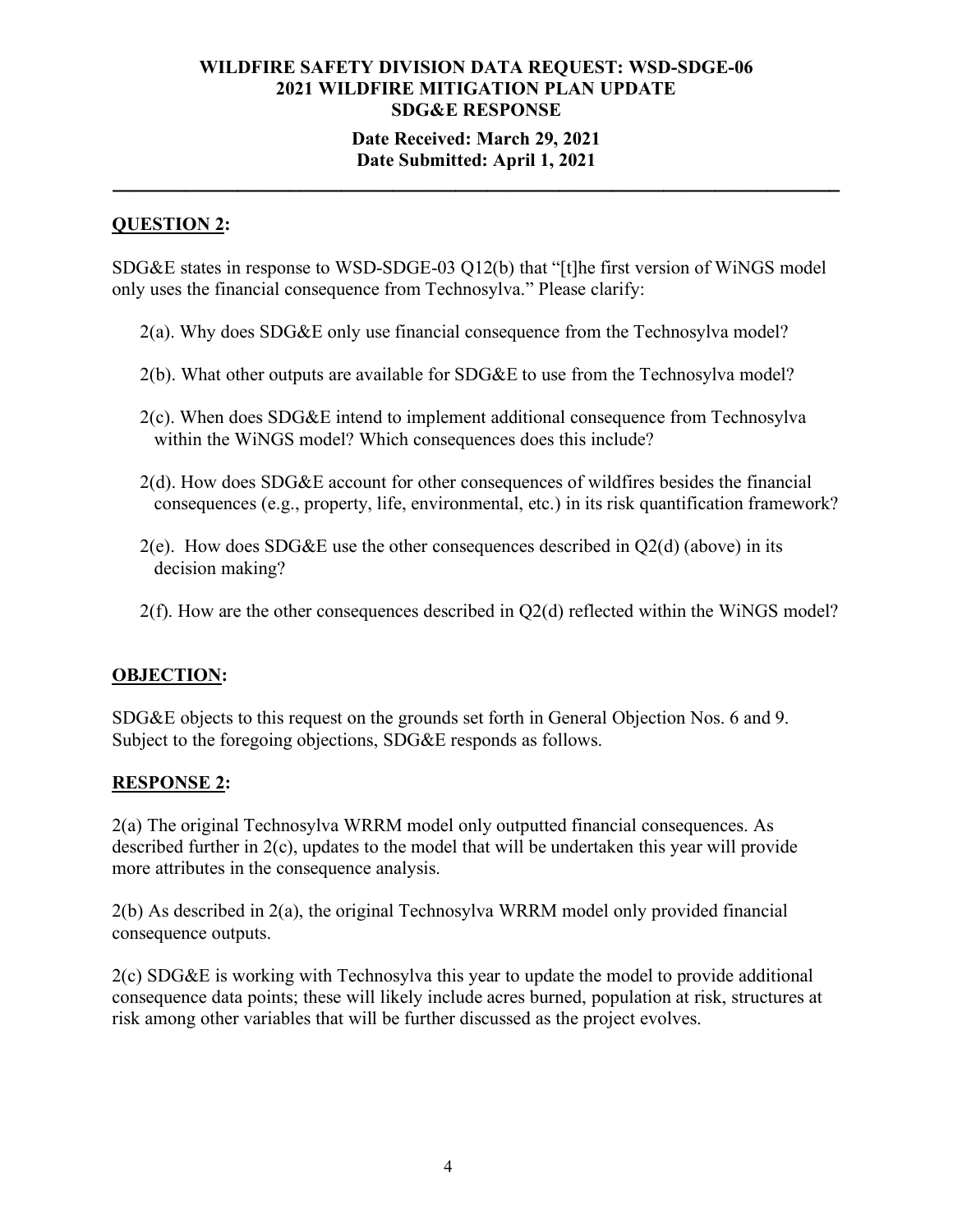**QUESTION 2:**

SDG&E states in response to WSD-SDGE-03 Q12(b) that "[t]he first version of WiNGS model only uses the financial consequence from Technosylva." Please clarify:

2(a). Why does SDG&E only use financial consequence from the Technosylva model?

2(b). What other outputs are available for SDG&E to use from the Technosylva model?

2(c). When does SDG&E intend to implement additional consequence from Technosylva within the WiNGS model? Which consequences does this include?

2(d). How does SDG&E account for other consequences of wildfires besides the financial consequences (e.g., property, life, environmental, etc.) in its risk quantification framework?

2(e). How does SDG&E use the other consequences described in Q2(d) (above) in its decision making?

2(f). How are the other consequences described in Q2(d) reflected within the WiNGS model?

**OBJECTION:**

SDG&E objects to this request on the grounds set forth in General Objection Nos. 6 and 9. Subject to the foregoing objections, SDG&E responds as follows.

**RESPONSE 2:**

2(a) The original Technosylva WRRM model only outputted financial consequences. As described further in 2(c), updates to the model that will be undertaken this year will provide more attributes in the consequence analysis.

2(b) As described in 2(a), the original Technosylva WRRM model only provided financial consequence outputs.

2(c) SDG&E is working with Technosylva this year to update the model to provide additional consequence data points; these will likely include acres burned, population at risk, structures at risk among other variables that will be further discussed as the project evolves.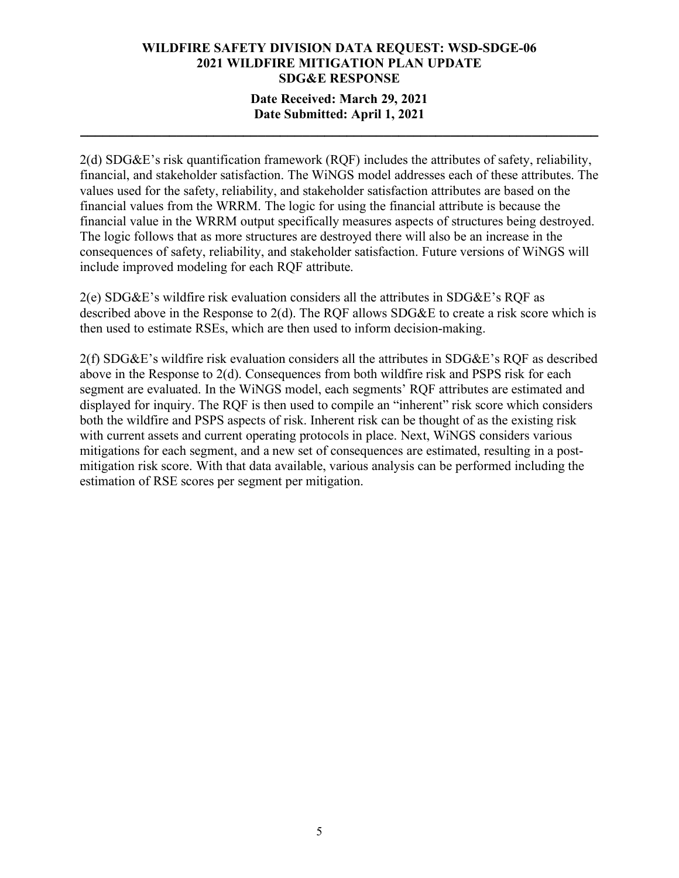2(d) SDG&E's risk quantification framework (RQF) includes the attributes of safety, reliability, financial, and stakeholder satisfaction. The WiNGS model addresses each of these attributes. The values used for the safety, reliability, and stakeholder satisfaction attributes are based on the financial values from the WRRM. The logic for using the financial attribute is because the financial value in the WRRM output specifically measures aspects of structures being destroyed. The logic follows that as more structures are destroyed there will also be an increase in the consequences of safety, reliability, and stakeholder satisfaction. Future versions of WiNGS will include improved modeling for each RQF attribute.

2(e) SDG&E's wildfire risk evaluation considers all the attributes in SDG&E's RQF as described above in the Response to 2(d). The RQF allows SDG&E to create a risk score which is then used to estimate RSEs, which are then used to inform decision-making.

2(f) SDG&E's wildfire risk evaluation considers all the attributes in SDG&E's RQF as described above in the Response to 2(d). Consequences from both wildfire risk and PSPS risk for each segment are evaluated. In the WiNGS model, each segments' RQF attributes are estimated and displayed for inquiry. The RQF is then used to compile an "inherent" risk score which considers both the wildfire and PSPS aspects of risk. Inherent risk can be thought of as the existing risk with current assets and current operating protocols in place. Next, WiNGS considers various mitigations for each segment, and a new set of consequences are estimated, resulting in a post-mitigation risk score. With that data available, various analysis can be performed including the estimation of RSE scores per segment per mitigation.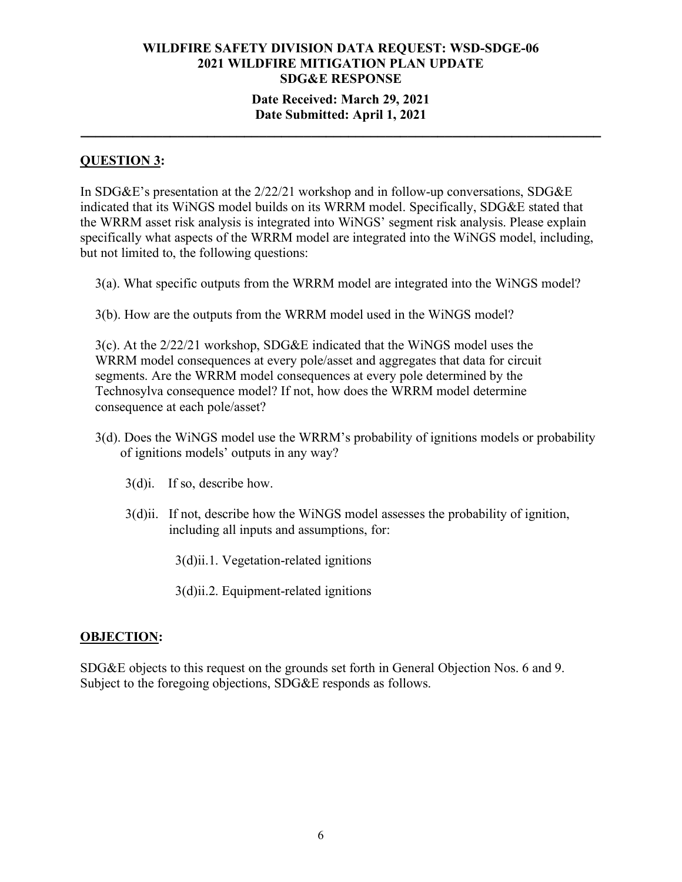**WILDFIRE SAFETY DIVISION DATA REQUEST: WSD-SDGE-06**
**2021 WILDFIRE MITIGATION PLAN UPDATE**
**SDG&E RESPONSE**

**Date Received: March 29, 2021**
**Date Submitted: April 1, 2021**

---

## QUESTION 3:

In SDG&E's presentation at the 2/22/21 workshop and in follow-up conversations, SDG&E indicated that its WiNGS model builds on its WRRM model. Specifically, SDG&E stated that the WRRM asset risk analysis is integrated into WiNGS' segment risk analysis. Please explain specifically what aspects of the WRRM model are integrated into the WiNGS model, including, but not limited to, the following questions:

3(a). What specific outputs from the WRRM model are integrated into the WiNGS model?

3(b). How are the outputs from the WRRM model used in the WiNGS model?

3(c). At the 2/22/21 workshop, SDG&E indicated that the WiNGS model uses the WRRM model consequences at every pole/asset and aggregates that data for circuit segments. Are the WRRM model consequences at every pole determined by the Technosylva consequence model? If not, how does the WRRM model determine consequence at each pole/asset?

3(d). Does the WiNGS model use the WRRM's probability of ignitions models or probability of ignitions models' outputs in any way?

3(d)i. If so, describe how.

3(d)ii. If not, describe how the WiNGS model assesses the probability of ignition, including all inputs and assumptions, for:

3(d)ii.1. Vegetation-related ignitions

3(d)ii.2. Equipment-related ignitions

## OBJECTION:

SDG&E objects to this request on the grounds set forth in General Objection Nos. 6 and 9. Subject to the foregoing objections, SDG&E responds as follows.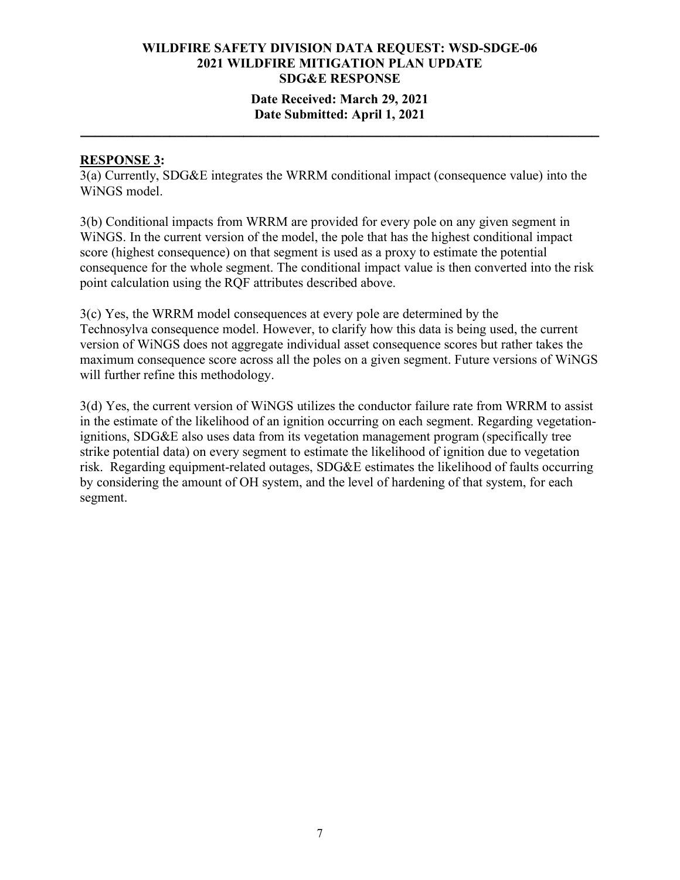**RESPONSE 3:**

3(a) Currently, SDG&E integrates the WRRM conditional impact (consequence value) into the WiNGS model.

3(b) Conditional impacts from WRRM are provided for every pole on any given segment in WiNGS. In the current version of the model, the pole that has the highest conditional impact score (highest consequence) on that segment is used as a proxy to estimate the potential consequence for the whole segment. The conditional impact value is then converted into the risk point calculation using the RQF attributes described above.

3(c) Yes, the WRRM model consequences at every pole are determined by the Technosylva consequence model. However, to clarify how this data is being used, the current version of WiNGS does not aggregate individual asset consequence scores but rather takes the maximum consequence score across all the poles on a given segment. Future versions of WiNGS will further refine this methodology.

3(d) Yes, the current version of WiNGS utilizes the conductor failure rate from WRRM to assist in the estimate of the likelihood of an ignition occurring on each segment. Regarding vegetation-ignitions, SDG&E also uses data from its vegetation management program (specifically tree strike potential data) on every segment to estimate the likelihood of ignition due to vegetation risk. Regarding equipment-related outages, SDG&E estimates the likelihood of faults occurring by considering the amount of OH system, and the level of hardening of that system, for each segment.